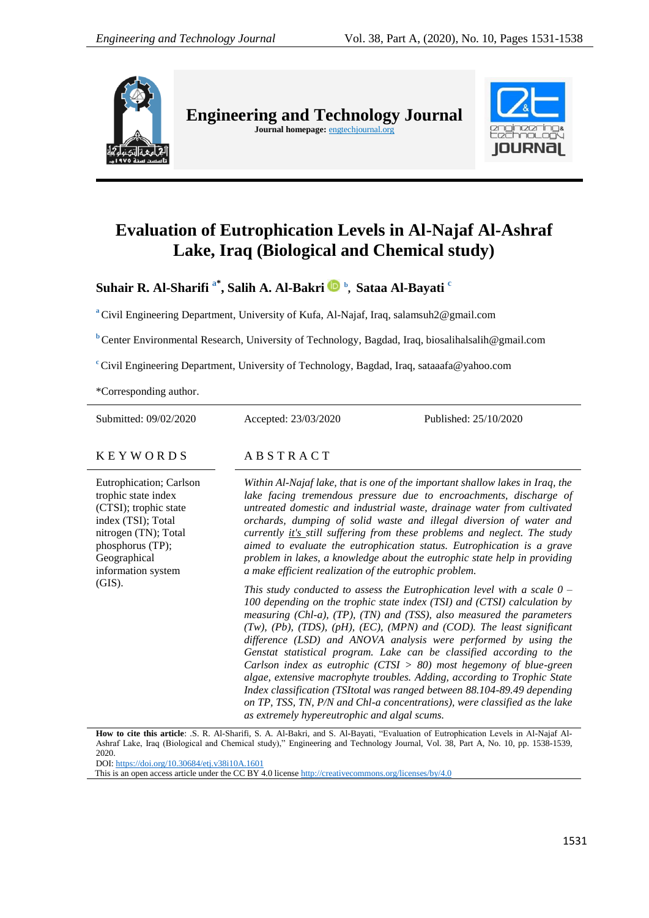# Engineering and Technology Journal

**Journal homepage:** engtechjournal.org

# Evaluation of Eutrophication Levels in Al-Najaf Al-Ashraf Lake, Iraq (Biological and Chemical study)

**Suhair R. Al-Sharifi** [a*], **Salih A. Al-Bakri** [b], **Sataa Al-Bayati** [c]

[a] Civil Engineering Department, University of Kufa, Al-Najaf, Iraq, salamsuh2@gmail.com

[b] Center Environmental Research, University of Technology, Bagdad, Iraq, biosalihalsalih@gmail.com

[c] Civil Engineering Department, University of Technology, Bagdad, Iraq, sataaafa@yahoo.com

*Corresponding author.

Submitted: 09/02/2020 | Accepted: 23/03/2020 | Published: 25/10/2020

## KEYWORDS

Eutrophication; Carlson trophic state index (CTSI); trophic state index (TSI); Total nitrogen (TN); Total phosphorus (TP); Geographical information system (GIS).

## ABSTRACT

*Within Al-Najaf lake, that is one of the important shallow lakes in Iraq, the lake facing tremendous pressure due to encroachments, discharge of untreated domestic and industrial waste, drainage water from cultivated orchards, dumping of solid waste and illegal diversion of water and currently it's still suffering from these problems and neglect. The study aimed to evaluate the eutrophication status. Eutrophication is a grave problem in lakes, a knowledge about the eutrophic state help in providing a make efficient realization of the eutrophic problem.*

*This study conducted to assess the Eutrophication level with a scale 0 – 100 depending on the trophic state index (TSI) and (CTSI) calculation by measuring (Chl-a), (TP), (TN) and (TSS), also measured the parameters (Tw), (Pb), (TDS), (pH), (EC), (MPN) and (COD). The least significant difference (LSD) and ANOVA analysis were performed by using the Genstat statistical program. Lake can be classified according to the Carlson index as eutrophic (CTSI > 80) most hegemony of blue-green algae, extensive macrophyte troubles. Adding, according to Trophic State Index classification (TSItotal was ranged between 88.104-89.49 depending on TP, TSS, TN, P/N and Chl-a concentrations), were classified the lake as extremely hypereutrophic and algal scums.*

**How to cite this article**: .S. R. Al-Sharifi, S. A. Al-Bakri, and S. Al-Bayati, "Evaluation of Eutrophication Levels in Al-Najaf Al-Ashraf Lake, Iraq (Biological and Chemical study)," Engineering and Technology Journal, Vol. 38, Part A, No. 10, pp. 1538-1539, 2020.

DOI: https://doi.org/10.30684/etj.v38i10A.1601

This is an open access article under the CC BY 4.0 license http://creativecommons.org/licenses/by/4.0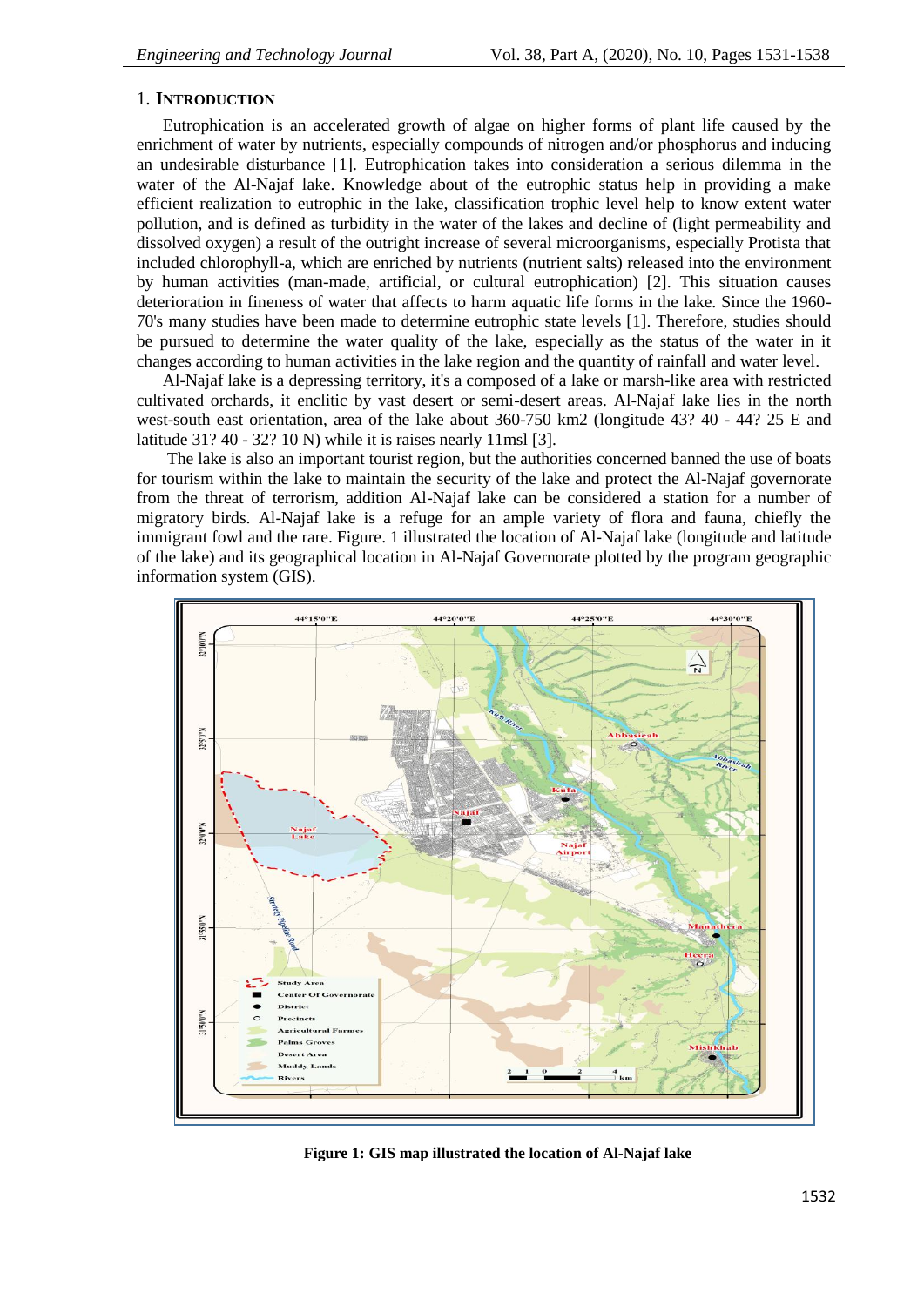## 1. INTRODUCTION

Eutrophication is an accelerated growth of algae on higher forms of plant life caused by the enrichment of water by nutrients, especially compounds of nitrogen and/or phosphorus and inducing an undesirable disturbance [1]. Eutrophication takes into consideration a serious dilemma in the water of the Al-Najaf lake. Knowledge about of the eutrophic status help in providing a make efficient realization to eutrophic in the lake, classification trophic level help to know extent water pollution, and is defined as turbidity in the water of the lakes and decline of (light permeability and dissolved oxygen) a result of the outright increase of several microorganisms, especially Protista that included chlorophyll-a, which are enriched by nutrients (nutrient salts) released into the environment by human activities (man-made, artificial, or cultural eutrophication) [2]. This situation causes deterioration in fineness of water that affects to harm aquatic life forms in the lake. Since the 1960-70's many studies have been made to determine eutrophic state levels [1]. Therefore, studies should be pursued to determine the water quality of the lake, especially as the status of the water in it changes according to human activities in the lake region and the quantity of rainfall and water level.

Al-Najaf lake is a depressing territory, it's a composed of a lake or marsh-like area with restricted cultivated orchards, it enclitic by vast desert or semi-desert areas. Al-Najaf lake lies in the north west-south east orientation, area of the lake about 360-750 km2 (longitude 43? 40 - 44? 25 E and latitude 31? 40 - 32? 10 N) while it is raises nearly 11msl [3].

The lake is also an important tourist region, but the authorities concerned banned the use of boats for tourism within the lake to maintain the security of the lake and protect the Al-Najaf governorate from the threat of terrorism, addition Al-Najaf lake can be considered a station for a number of migratory birds. Al-Najaf lake is a refuge for an ample variety of flora and fauna, chiefly the immigrant fowl and the rare. Figure. 1 illustrated the location of Al-Najaf lake (longitude and latitude of the lake) and its geographical location in Al-Najaf Governorate plotted by the program geographic information system (GIS).

**Figure 1: GIS map illustrated the location of Al-Najaf lake**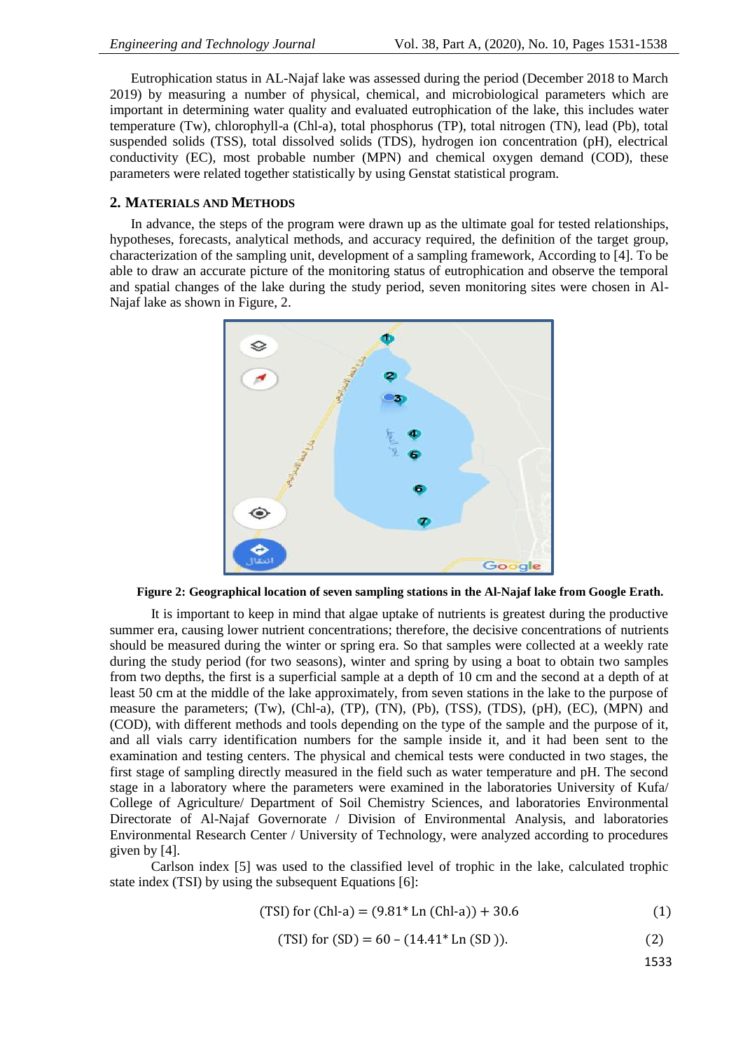Eutrophication status in AL-Najaf lake was assessed during the period (December 2018 to March 2019) by measuring a number of physical, chemical, and microbiological parameters which are important in determining water quality and evaluated eutrophication of the lake, this includes water temperature (Tw), chlorophyll-a (Chl-a), total phosphorus (TP), total nitrogen (TN), lead (Pb), total suspended solids (TSS), total dissolved solids (TDS), hydrogen ion concentration (pH), electrical conductivity (EC), most probable number (MPN) and chemical oxygen demand (COD), these parameters were related together statistically by using Genstat statistical program.

## 2. Materials and Methods

In advance, the steps of the program were drawn up as the ultimate goal for tested relationships, hypotheses, forecasts, analytical methods, and accuracy required, the definition of the target group, characterization of the sampling unit, development of a sampling framework, According to [4]. To be able to draw an accurate picture of the monitoring status of eutrophication and observe the temporal and spatial changes of the lake during the study period, seven monitoring sites were chosen in Al-Najaf lake as shown in Figure, 2.

**Figure 2: Geographical location of seven sampling stations in the Al-Najaf lake from Google Erath.**

It is important to keep in mind that algae uptake of nutrients is greatest during the productive summer era, causing lower nutrient concentrations; therefore, the decisive concentrations of nutrients should be measured during the winter or spring era. So that samples were collected at a weekly rate during the study period (for two seasons), winter and spring by using a boat to obtain two samples from two depths, the first is a superficial sample at a depth of 10 cm and the second at a depth of at least 50 cm at the middle of the lake approximately, from seven stations in the lake to the purpose of measure the parameters; (Tw), (Chl-a), (TP), (TN), (Pb), (TSS), (TDS), (pH), (EC), (MPN) and (COD), with different methods and tools depending on the type of the sample and the purpose of it, and all vials carry identification numbers for the sample inside it, and it had been sent to the examination and testing centers. The physical and chemical tests were conducted in two stages, the first stage of sampling directly measured in the field such as water temperature and pH. The second stage in a laboratory where the parameters were examined in the laboratories University of Kufa/ College of Agriculture/ Department of Soil Chemistry Sciences, and laboratories Environmental Directorate of Al-Najaf Governorate / Division of Environmental Analysis, and laboratories Environmental Research Center / University of Technology, were analyzed according to procedures given by [4].

Carlson index [5] was used to the classified level of trophic in the lake, calculated trophic state index (TSI) by using the subsequent Equations [6]:

$$\text{(TSI) for (Chl-a)} = (9.81 * \ln(\text{Chl-a})) + 30.6 \quad (1)$$

$$\text{(TSI) for (SD)} = 60 - (14.41 * \ln(\text{SD})). \quad (2)$$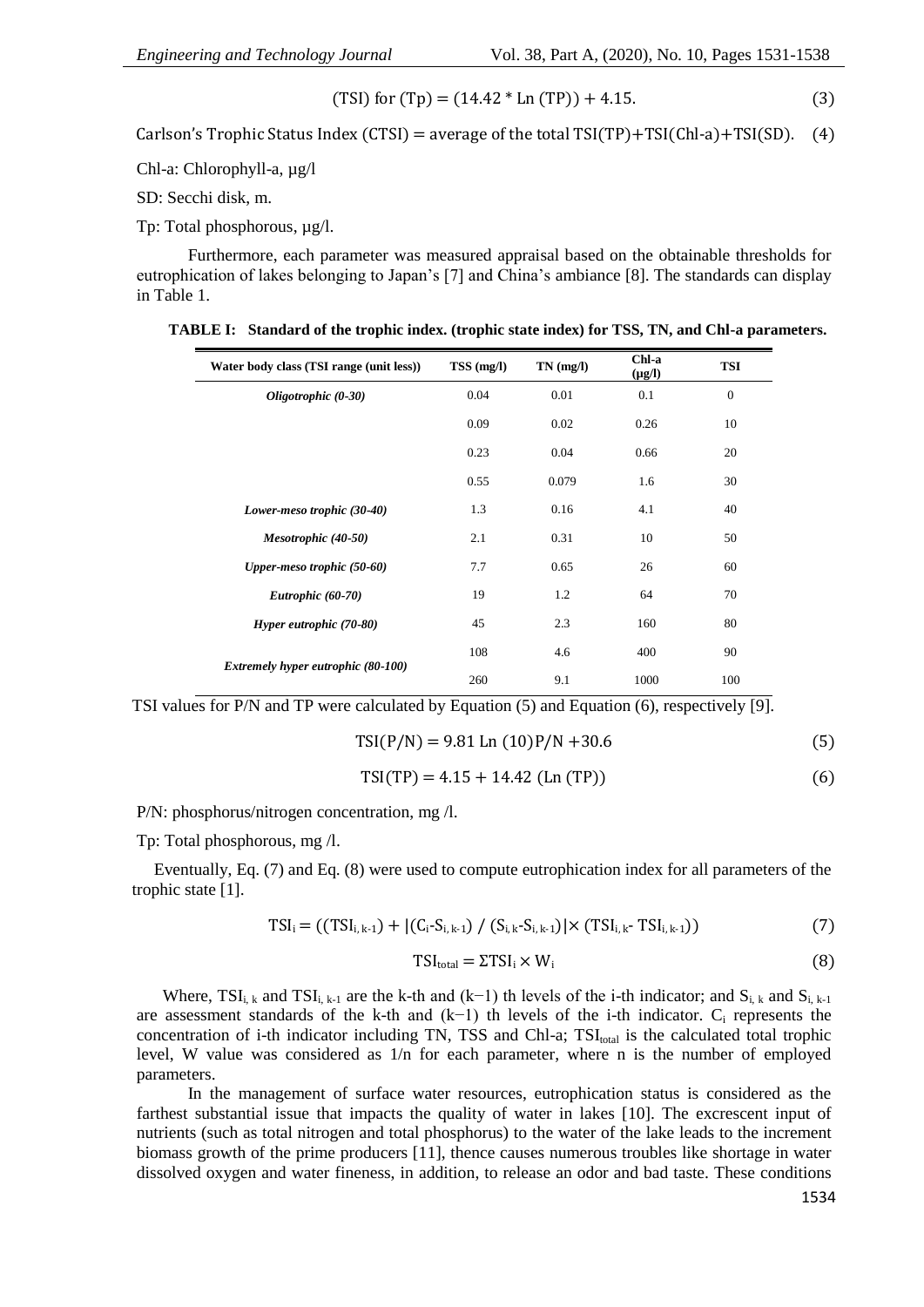$$(TSI)\ for\ (Tp) = (14.42 * Ln\ (TP)) + 4.15. \tag{3}$$

$$Carlson's\ Trophic\ Status\ Index\ (CTSI) = average\ of\ the\ total\ TSI(TP)+TSI(Chl\text{-}a)+TSI(SD). \tag{4}$$

Chl-a: Chlorophyll-a, μg/l

SD: Secchi disk, m.

Tp: Total phosphorous, μg/l.

Furthermore, each parameter was measured appraisal based on the obtainable thresholds for eutrophication of lakes belonging to Japan's [7] and China's ambiance [8]. The standards can display in Table 1.

**TABLE I: Standard of the trophic index. (trophic state index) for TSS, TN, and Chl-a parameters.**

| Water body class (TSI range (unit less)) | TSS (mg/l) | TN (mg/l) | Chl-a (μg/l) | TSI |
|---|---|---|---|---|
| *Oligotrophic (0-30)* | 0.04 | 0.01 | 0.1 | 0 |
| | 0.09 | 0.02 | 0.26 | 10 |
| | 0.23 | 0.04 | 0.66 | 20 |
| | 0.55 | 0.079 | 1.6 | 30 |
| *Lower-meso trophic (30-40)* | 1.3 | 0.16 | 4.1 | 40 |
| *Mesotrophic (40-50)* | 2.1 | 0.31 | 10 | 50 |
| *Upper-meso trophic (50-60)* | 7.7 | 0.65 | 26 | 60 |
| *Eutrophic (60-70)* | 19 | 1.2 | 64 | 70 |
| *Hyper eutrophic (70-80)* | 45 | 2.3 | 160 | 80 |
| *Extremely hyper eutrophic (80-100)* | 108 | 4.6 | 400 | 90 |
| | 260 | 9.1 | 1000 | 100 |

TSI values for P/N and TP were calculated by Equation (5) and Equation (6), respectively [9].

$$TSI(P/N) = 9.81\ Ln\ (10)P/N + 30.6 \tag{5}$$

$$TSI(TP) = 4.15 + 14.42\ (Ln\ (TP)) \tag{6}$$

P/N: phosphorus/nitrogen concentration, mg /l.

Tp: Total phosphorous, mg /l.

Eventually, Eq. (7) and Eq. (8) were used to compute eutrophication index for all parameters of the trophic state [1].

$$TSI_i = ((TSI_{i,k-1}) + |(C_i - S_{i,k-1}) / (S_{i,k} - S_{i,k-1})| \times (TSI_{i,k} - TSI_{i,k-1})) \tag{7}$$

$$TSI_{total} = \Sigma TSI_i \times W_i \tag{8}$$

Where, $TSI_{i,k}$ and $TSI_{i,k-1}$ are the k-th and (k−1) th levels of the i-th indicator; and $S_{i,k}$ and $S_{i,k-1}$ are assessment standards of the k-th and (k−1) th levels of the i-th indicator. $C_i$ represents the concentration of i-th indicator including TN, TSS and Chl-a; $TSI_{total}$ is the calculated total trophic level, W value was considered as 1/n for each parameter, where n is the number of employed parameters.

In the management of surface water resources, eutrophication status is considered as the farthest substantial issue that impacts the quality of water in lakes [10]. The excrescent input of nutrients (such as total nitrogen and total phosphorus) to the water of the lake leads to the increment biomass growth of the prime producers [11], thence causes numerous troubles like shortage in water dissolved oxygen and water fineness, in addition, to release an odor and bad taste. These conditions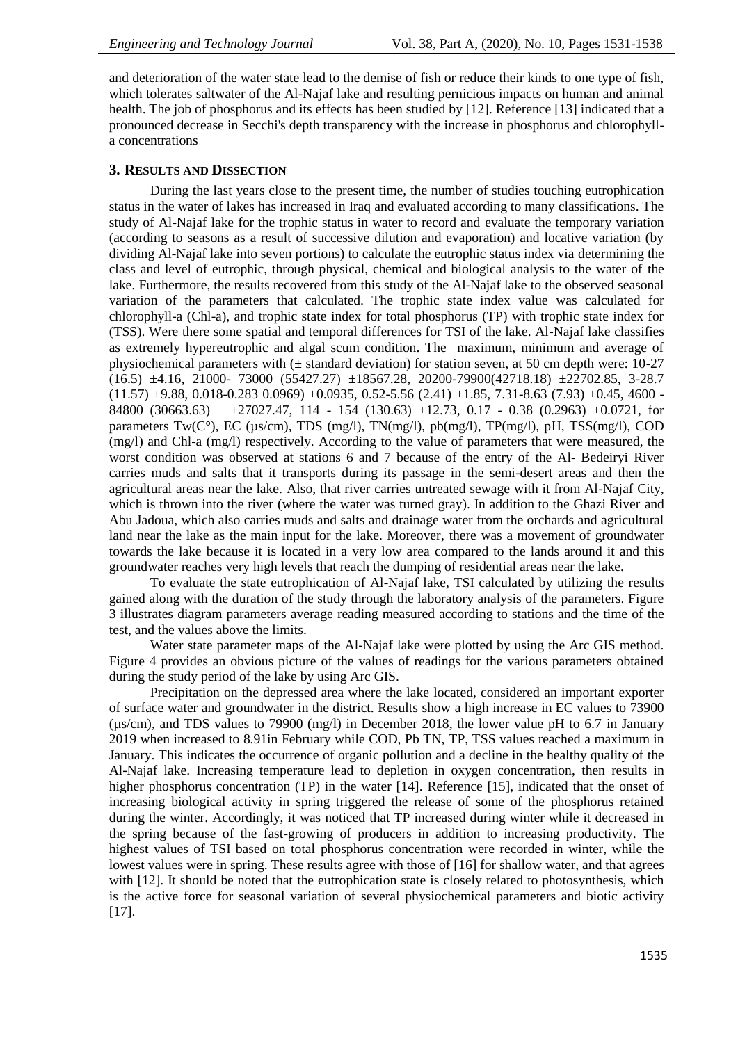and deterioration of the water state lead to the demise of fish or reduce their kinds to one type of fish, which tolerates saltwater of the Al-Najaf lake and resulting pernicious impacts on human and animal health. The job of phosphorus and its effects has been studied by [12]. Reference [13] indicated that a pronounced decrease in Secchi's depth transparency with the increase in phosphorus and chlorophyll-a concentrations

## 3. Results and Dissection

During the last years close to the present time, the number of studies touching eutrophication status in the water of lakes has increased in Iraq and evaluated according to many classifications. The study of Al-Najaf lake for the trophic status in water to record and evaluate the temporary variation (according to seasons as a result of successive dilution and evaporation) and locative variation (by dividing Al-Najaf lake into seven portions) to calculate the eutrophic status index via determining the class and level of eutrophic, through physical, chemical and biological analysis to the water of the lake. Furthermore, the results recovered from this study of the Al-Najaf lake to the observed seasonal variation of the parameters that calculated. The trophic state index value was calculated for chlorophyll-a (Chl-a), and trophic state index for total phosphorus (TP) with trophic state index for (TSS). Were there some spatial and temporal differences for TSI of the lake. Al-Najaf lake classifies as extremely hypereutrophic and algal scum condition. The maximum, minimum and average of physiochemical parameters with (± standard deviation) for station seven, at 50 cm depth were: 10-27 (16.5) ±4.16, 21000- 73000 (55427.27) ±18567.28, 20200-79900(42718.18) ±22702.85, 3-28.7 (11.57) ±9.88, 0.018-0.283 0.0969) ±0.0935, 0.52-5.56 (2.41) ±1.85, 7.31-8.63 (7.93) ±0.45, 4600 - 84800 (30663.63) ±27027.47, 114 - 154 (130.63) ±12.73, 0.17 - 0.38 (0.2963) ±0.0721, for parameters Tw(C°), EC (µs/cm), TDS (mg/l), TN(mg/l), pb(mg/l), TP(mg/l), pH, TSS(mg/l), COD (mg/l) and Chl-a (mg/l) respectively. According to the value of parameters that were measured, the worst condition was observed at stations 6 and 7 because of the entry of the Al- Bedeiryi River carries muds and salts that it transports during its passage in the semi-desert areas and then the agricultural areas near the lake. Also, that river carries untreated sewage with it from Al-Najaf City, which is thrown into the river (where the water was turned gray). In addition to the Ghazi River and Abu Jadoua, which also carries muds and salts and drainage water from the orchards and agricultural land near the lake as the main input for the lake. Moreover, there was a movement of groundwater towards the lake because it is located in a very low area compared to the lands around it and this groundwater reaches very high levels that reach the dumping of residential areas near the lake.

To evaluate the state eutrophication of Al-Najaf lake, TSI calculated by utilizing the results gained along with the duration of the study through the laboratory analysis of the parameters. Figure 3 illustrates diagram parameters average reading measured according to stations and the time of the test, and the values above the limits.

Water state parameter maps of the Al-Najaf lake were plotted by using the Arc GIS method. Figure 4 provides an obvious picture of the values of readings for the various parameters obtained during the study period of the lake by using Arc GIS.

Precipitation on the depressed area where the lake located, considered an important exporter of surface water and groundwater in the district. Results show a high increase in EC values to 73900 (µs/cm), and TDS values to 79900 (mg/l) in December 2018, the lower value pH to 6.7 in January 2019 when increased to 8.91in February while COD, Pb TN, TP, TSS values reached a maximum in January. This indicates the occurrence of organic pollution and a decline in the healthy quality of the Al-Najaf lake. Increasing temperature lead to depletion in oxygen concentration, then results in higher phosphorus concentration (TP) in the water [14]. Reference [15], indicated that the onset of increasing biological activity in spring triggered the release of some of the phosphorus retained during the winter. Accordingly, it was noticed that TP increased during winter while it decreased in the spring because of the fast-growing of producers in addition to increasing productivity. The highest values of TSI based on total phosphorus concentration were recorded in winter, while the lowest values were in spring. These results agree with those of [16] for shallow water, and that agrees with [12]. It should be noted that the eutrophication state is closely related to photosynthesis, which is the active force for seasonal variation of several physiochemical parameters and biotic activity [17].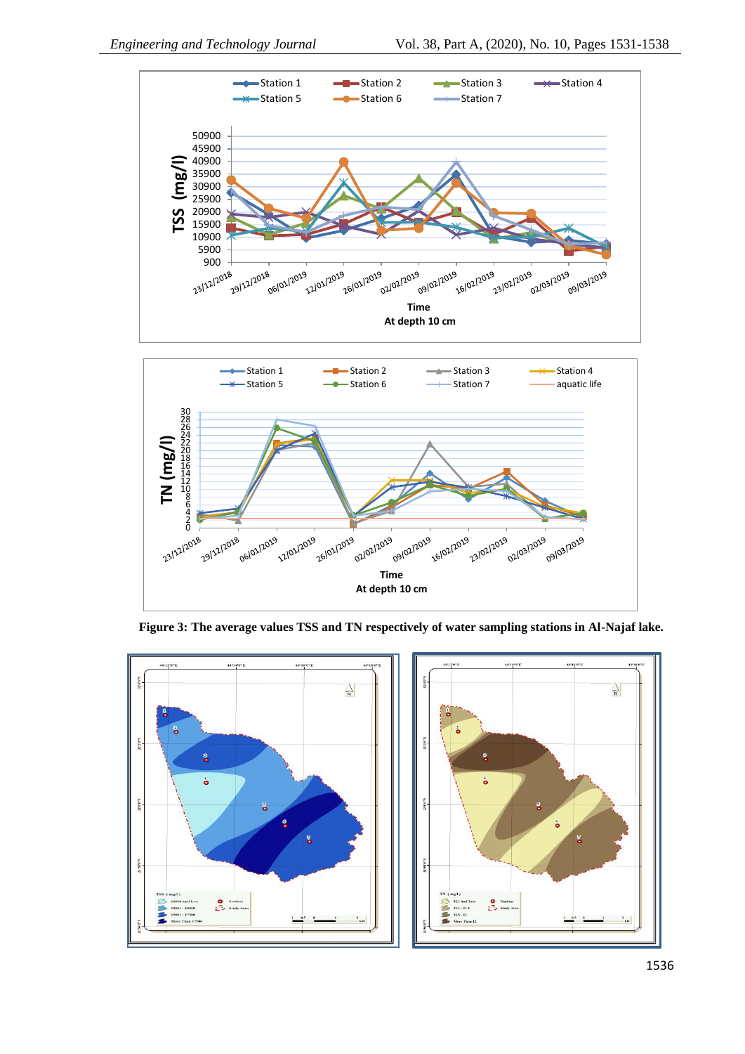**Figure 3: The average values TSS and TN respectively of water sampling stations in Al-Najaf lake.**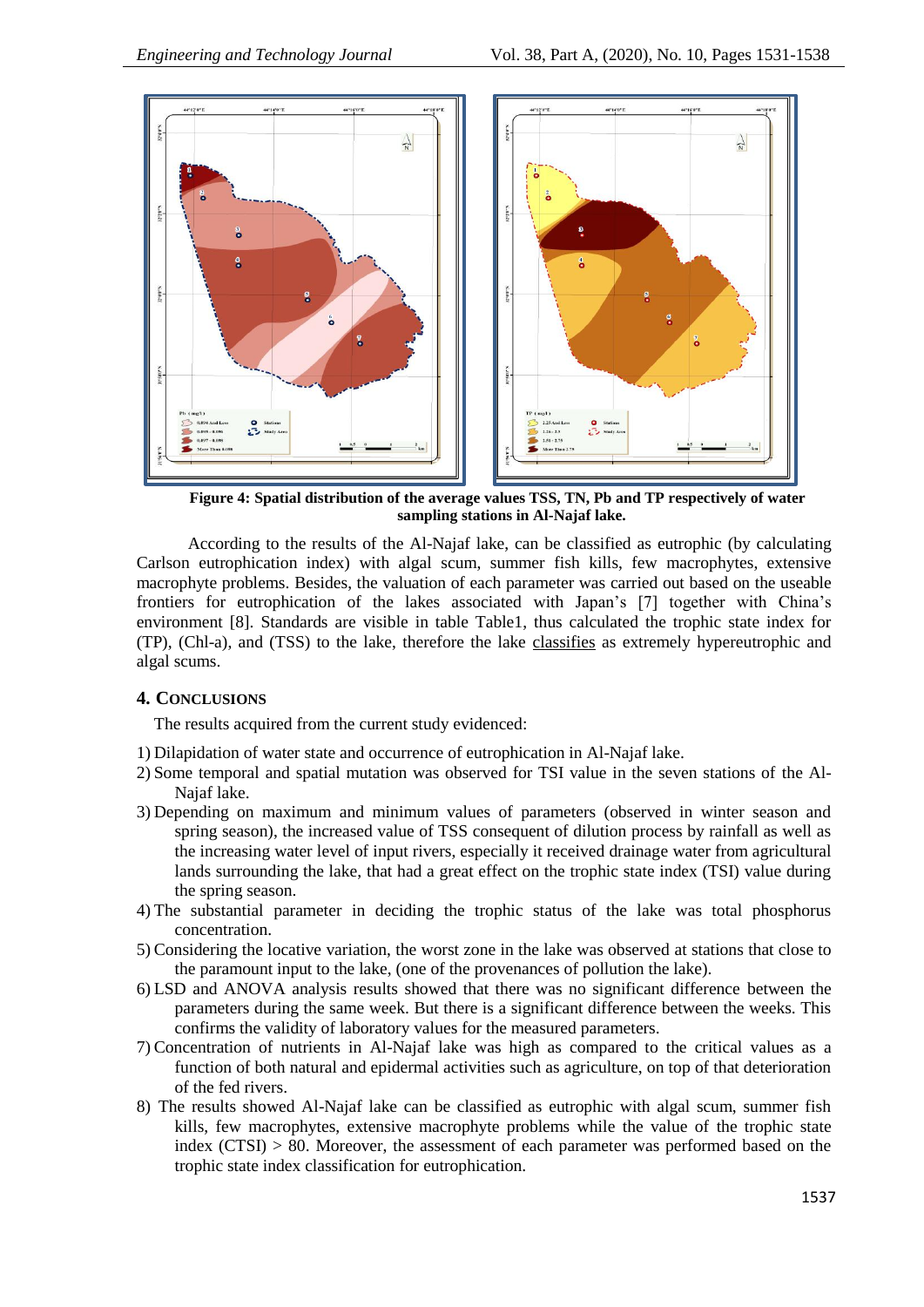Figure 4: Spatial distribution of the average values TSS, TN, Pb and TP respectively of water sampling stations in Al-Najaf lake.

According to the results of the Al-Najaf lake, can be classified as eutrophic (by calculating Carlson eutrophication index) with algal scum, summer fish kills, few macrophytes, extensive macrophyte problems. Besides, the valuation of each parameter was carried out based on the useable frontiers for eutrophication of the lakes associated with Japan's [7] together with China's environment [8]. Standards are visible in table Table1, thus calculated the trophic state index for (TP), (Chl-a), and (TSS) to the lake, therefore the lake classifies as extremely hypereutrophic and algal scums.

## 4. Conclusions

The results acquired from the current study evidenced:

1) Dilapidation of water state and occurrence of eutrophication in Al-Najaf lake.
2) Some temporal and spatial mutation was observed for TSI value in the seven stations of the Al-Najaf lake.
3) Depending on maximum and minimum values of parameters (observed in winter season and spring season), the increased value of TSS consequent of dilution process by rainfall as well as the increasing water level of input rivers, especially it received drainage water from agricultural lands surrounding the lake, that had a great effect on the trophic state index (TSI) value during the spring season.
4) The substantial parameter in deciding the trophic status of the lake was total phosphorus concentration.
5) Considering the locative variation, the worst zone in the lake was observed at stations that close to the paramount input to the lake, (one of the provenances of pollution the lake).
6) LSD and ANOVA analysis results showed that there was no significant difference between the parameters during the same week. But there is a significant difference between the weeks. This confirms the validity of laboratory values for the measured parameters.
7) Concentration of nutrients in Al-Najaf lake was high as compared to the critical values as a function of both natural and epidermal activities such as agriculture, on top of that deterioration of the fed rivers.
8) The results showed Al-Najaf lake can be classified as eutrophic with algal scum, summer fish kills, few macrophytes, extensive macrophyte problems while the value of the trophic state index (CTSI) > 80. Moreover, the assessment of each parameter was performed based on the trophic state index classification for eutrophication.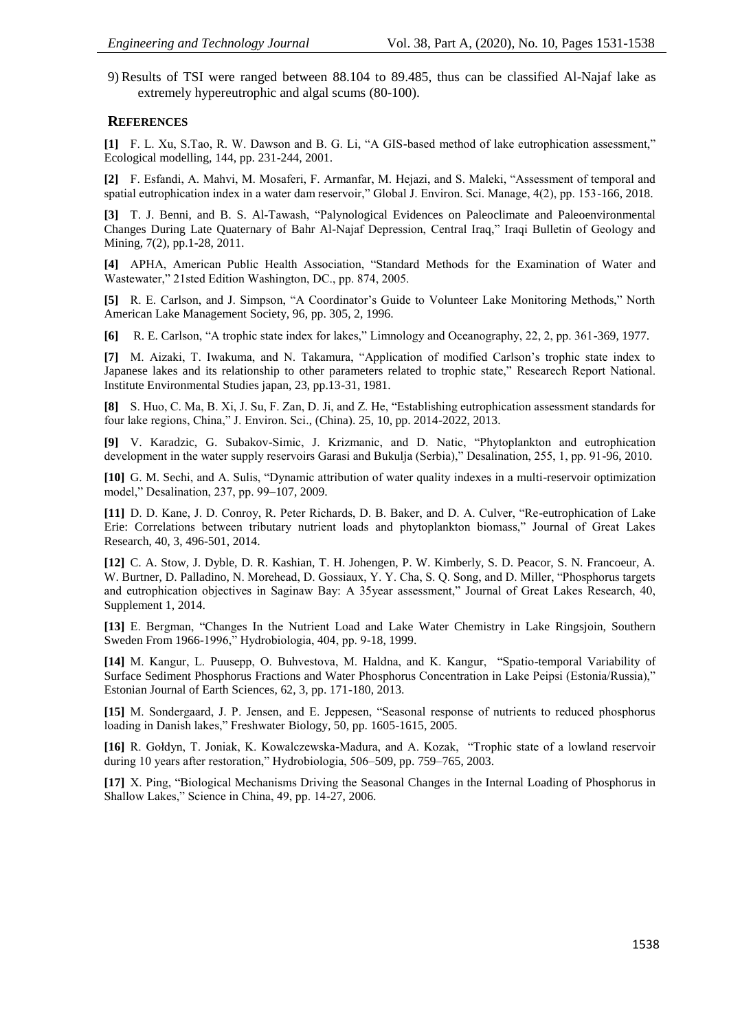9) Results of TSI were ranged between 88.104 to 89.485, thus can be classified Al-Najaf lake as extremely hypereutrophic and algal scums (80-100).

## REFERENCES

**[1]** F. L. Xu, S.Tao, R. W. Dawson and B. G. Li, "A GIS-based method of lake eutrophication assessment," Ecological modelling, 144, pp. 231-244, 2001.

**[2]** F. Esfandi, A. Mahvi, M. Mosaferi, F. Armanfar, M. Hejazi, and S. Maleki, "Assessment of temporal and spatial eutrophication index in a water dam reservoir," Global J. Environ. Sci. Manage, 4(2), pp. 153-166, 2018.

**[3]** T. J. Benni, and B. S. Al-Tawash, "Palynological Evidences on Paleoclimate and Paleoenvironmental Changes During Late Quaternary of Bahr Al-Najaf Depression, Central Iraq," Iraqi Bulletin of Geology and Mining, 7(2), pp.1-28, 2011.

**[4]** APHA, American Public Health Association, "Standard Methods for the Examination of Water and Wastewater," 21sted Edition Washington, DC., pp. 874, 2005.

**[5]** R. E. Carlson, and J. Simpson, "A Coordinator's Guide to Volunteer Lake Monitoring Methods," North American Lake Management Society, 96, pp. 305, 2, 1996.

**[6]** R. E. Carlson, "A trophic state index for lakes," Limnology and Oceanography, 22, 2, pp. 361-369, 1977.

**[7]** M. Aizaki, T. Iwakuma, and N. Takamura, "Application of modified Carlson's trophic state index to Japanese lakes and its relationship to other parameters related to trophic state," Researech Report National. Institute Environmental Studies japan, 23, pp.13-31, 1981.

**[8]** S. Huo, C. Ma, B. Xi, J. Su, F. Zan, D. Ji, and Z. He, "Establishing eutrophication assessment standards for four lake regions, China," J. Environ. Sci., (China). 25, 10, pp. 2014-2022, 2013.

**[9]** V. Karadzic, G. Subakov-Simic, J. Krizmanic, and D. Natic, "Phytoplankton and eutrophication development in the water supply reservoirs Garasi and Bukulja (Serbia)," Desalination, 255, 1, pp. 91-96, 2010.

**[10]** G. M. Sechi, and A. Sulis, "Dynamic attribution of water quality indexes in a multi-reservoir optimization model," Desalination, 237, pp. 99–107, 2009.

**[11]** D. D. Kane, J. D. Conroy, R. Peter Richards, D. B. Baker, and D. A. Culver, "Re-eutrophication of Lake Erie: Correlations between tributary nutrient loads and phytoplankton biomass," Journal of Great Lakes Research, 40, 3, 496-501, 2014.

**[12]** C. A. Stow, J. Dyble, D. R. Kashian, T. H. Johengen, P. W. Kimberly, S. D. Peacor, S. N. Francoeur, A. W. Burtner, D. Palladino, N. Morehead, D. Gossiaux, Y. Y. Cha, S. Q. Song, and D. Miller, "Phosphorus targets and eutrophication objectives in Saginaw Bay: A 35year assessment," Journal of Great Lakes Research, 40, Supplement 1, 2014.

**[13]** E. Bergman, "Changes In the Nutrient Load and Lake Water Chemistry in Lake Ringsjoin, Southern Sweden From 1966-1996," Hydrobiologia, 404, pp. 9-18, 1999.

**[14]** M. Kangur, L. Puusepp, O. Buhvestova, M. Haldna, and K. Kangur, "Spatio-temporal Variability of Surface Sediment Phosphorus Fractions and Water Phosphorus Concentration in Lake Peipsi (Estonia/Russia)," Estonian Journal of Earth Sciences, 62, 3, pp. 171-180, 2013.

**[15]** M. Sondergaard, J. P. Jensen, and E. Jeppesen, "Seasonal response of nutrients to reduced phosphorus loading in Danish lakes," Freshwater Biology, 50, pp. 1605-1615, 2005.

**[16]** R. Gołdyn, T. Joniak, K. Kowalczewska-Madura, and A. Kozak, "Trophic state of a lowland reservoir during 10 years after restoration," Hydrobiologia, 506–509, pp. 759–765, 2003.

**[17]** X. Ping, "Biological Mechanisms Driving the Seasonal Changes in the Internal Loading of Phosphorus in Shallow Lakes," Science in China, 49, pp. 14-27, 2006.